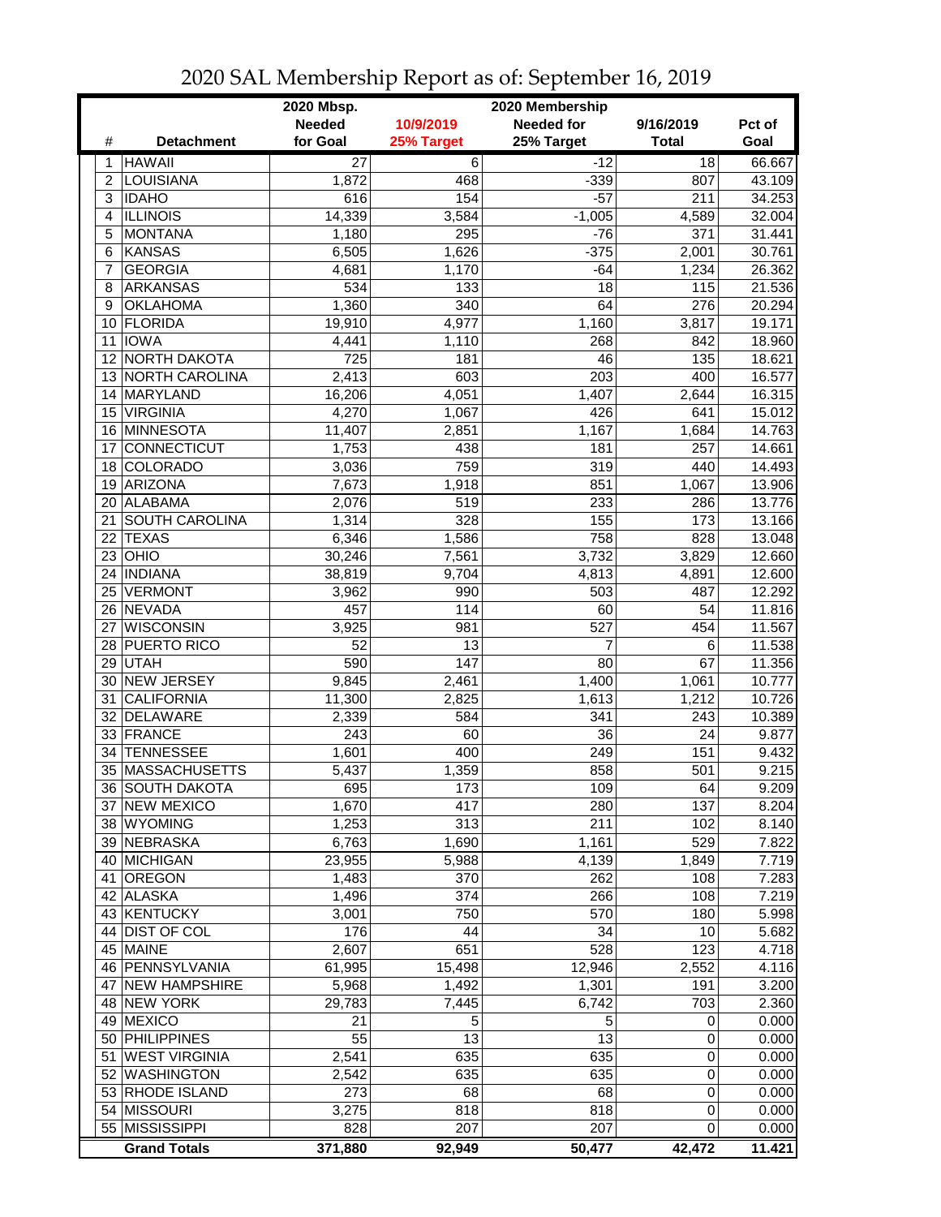# 2020 SAL Membership Report as of: September 16, 2019

| # | Detachment | 2020 Mbsp. Needed for Goal | 10/9/2019 25% Target | 2020 Membership Needed for 25% Target | 9/16/2019 Total | Pct of Goal |
|---|---|---|---|---|---|---|
| 1 | HAWAII | 27 | 6 | -12 | 18 | 66.667 |
| 2 | LOUISIANA | 1,872 | 468 | -339 | 807 | 43.109 |
| 3 | IDAHO | 616 | 154 | -57 | 211 | 34.253 |
| 4 | ILLINOIS | 14,339 | 3,584 | -1,005 | 4,589 | 32.004 |
| 5 | MONTANA | 1,180 | 295 | -76 | 371 | 31.441 |
| 6 | KANSAS | 6,505 | 1,626 | -375 | 2,001 | 30.761 |
| 7 | GEORGIA | 4,681 | 1,170 | -64 | 1,234 | 26.362 |
| 8 | ARKANSAS | 534 | 133 | 18 | 115 | 21.536 |
| 9 | OKLAHOMA | 1,360 | 340 | 64 | 276 | 20.294 |
| 10 | FLORIDA | 19,910 | 4,977 | 1,160 | 3,817 | 19.171 |
| 11 | IOWA | 4,441 | 1,110 | 268 | 842 | 18.960 |
| 12 | NORTH DAKOTA | 725 | 181 | 46 | 135 | 18.621 |
| 13 | NORTH CAROLINA | 2,413 | 603 | 203 | 400 | 16.577 |
| 14 | MARYLAND | 16,206 | 4,051 | 1,407 | 2,644 | 16.315 |
| 15 | VIRGINIA | 4,270 | 1,067 | 426 | 641 | 15.012 |
| 16 | MINNESOTA | 11,407 | 2,851 | 1,167 | 1,684 | 14.763 |
| 17 | CONNECTICUT | 1,753 | 438 | 181 | 257 | 14.661 |
| 18 | COLORADO | 3,036 | 759 | 319 | 440 | 14.493 |
| 19 | ARIZONA | 7,673 | 1,918 | 851 | 1,067 | 13.906 |
| 20 | ALABAMA | 2,076 | 519 | 233 | 286 | 13.776 |
| 21 | SOUTH CAROLINA | 1,314 | 328 | 155 | 173 | 13.166 |
| 22 | TEXAS | 6,346 | 1,586 | 758 | 828 | 13.048 |
| 23 | OHIO | 30,246 | 7,561 | 3,732 | 3,829 | 12.660 |
| 24 | INDIANA | 38,819 | 9,704 | 4,813 | 4,891 | 12.600 |
| 25 | VERMONT | 3,962 | 990 | 503 | 487 | 12.292 |
| 26 | NEVADA | 457 | 114 | 60 | 54 | 11.816 |
| 27 | WISCONSIN | 3,925 | 981 | 527 | 454 | 11.567 |
| 28 | PUERTO RICO | 52 | 13 | 7 | 6 | 11.538 |
| 29 | UTAH | 590 | 147 | 80 | 67 | 11.356 |
| 30 | NEW JERSEY | 9,845 | 2,461 | 1,400 | 1,061 | 10.777 |
| 31 | CALIFORNIA | 11,300 | 2,825 | 1,613 | 1,212 | 10.726 |
| 32 | DELAWARE | 2,339 | 584 | 341 | 243 | 10.389 |
| 33 | FRANCE | 243 | 60 | 36 | 24 | 9.877 |
| 34 | TENNESSEE | 1,601 | 400 | 249 | 151 | 9.432 |
| 35 | MASSACHUSETTS | 5,437 | 1,359 | 858 | 501 | 9.215 |
| 36 | SOUTH DAKOTA | 695 | 173 | 109 | 64 | 9.209 |
| 37 | NEW MEXICO | 1,670 | 417 | 280 | 137 | 8.204 |
| 38 | WYOMING | 1,253 | 313 | 211 | 102 | 8.140 |
| 39 | NEBRASKA | 6,763 | 1,690 | 1,161 | 529 | 7.822 |
| 40 | MICHIGAN | 23,955 | 5,988 | 4,139 | 1,849 | 7.719 |
| 41 | OREGON | 1,483 | 370 | 262 | 108 | 7.283 |
| 42 | ALASKA | 1,496 | 374 | 266 | 108 | 7.219 |
| 43 | KENTUCKY | 3,001 | 750 | 570 | 180 | 5.998 |
| 44 | DIST OF COL | 176 | 44 | 34 | 10 | 5.682 |
| 45 | MAINE | 2,607 | 651 | 528 | 123 | 4.718 |
| 46 | PENNSYLVANIA | 61,995 | 15,498 | 12,946 | 2,552 | 4.116 |
| 47 | NEW HAMPSHIRE | 5,968 | 1,492 | 1,301 | 191 | 3.200 |
| 48 | NEW YORK | 29,783 | 7,445 | 6,742 | 703 | 2.360 |
| 49 | MEXICO | 21 | 5 | 5 | 0 | 0.000 |
| 50 | PHILIPPINES | 55 | 13 | 13 | 0 | 0.000 |
| 51 | WEST VIRGINIA | 2,541 | 635 | 635 | 0 | 0.000 |
| 52 | WASHINGTON | 2,542 | 635 | 635 | 0 | 0.000 |
| 53 | RHODE ISLAND | 273 | 68 | 68 | 0 | 0.000 |
| 54 | MISSOURI | 3,275 | 818 | 818 | 0 | 0.000 |
| 55 | MISSISSIPPI | 828 | 207 | 207 | 0 | 0.000 |
| | **Grand Totals** | **371,880** | **92,949** | **50,477** | **42,472** | **11.421** |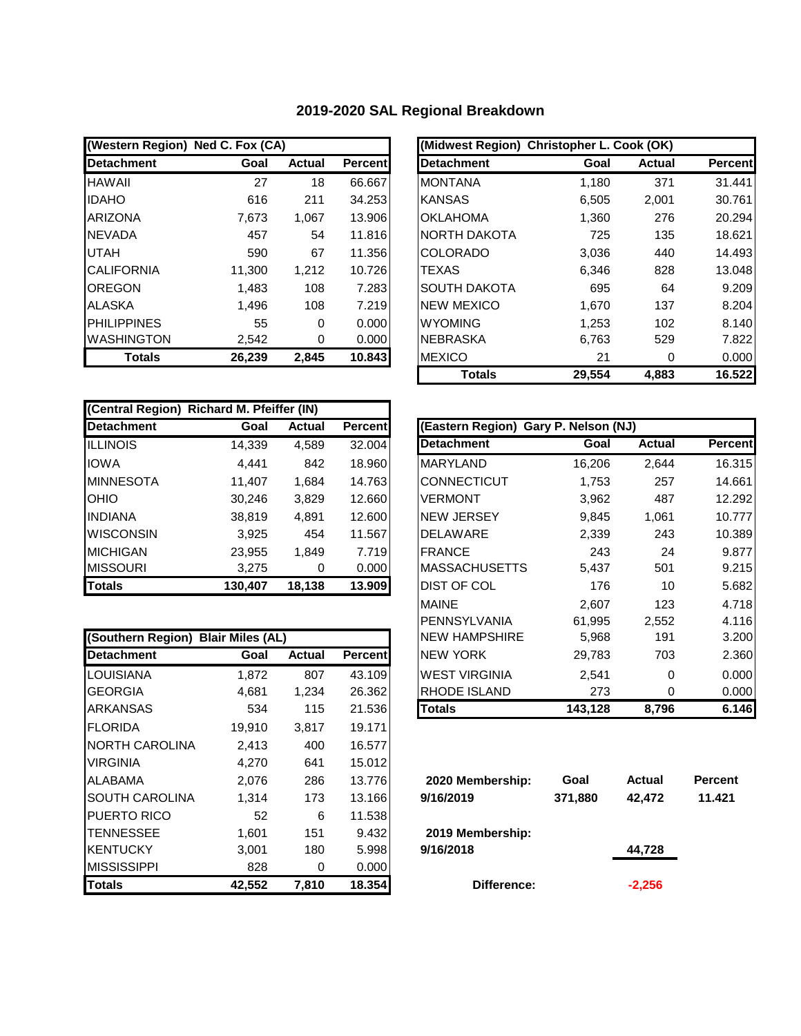# 2019-2020 SAL Regional Breakdown

| (Western Region) Ned C. Fox (CA) | | | |
|---|---|---|---|
| **Detachment** | **Goal** | **Actual** | **Percent** |
| HAWAII | 27 | 18 | 66.667 |
| IDAHO | 616 | 211 | 34.253 |
| ARIZONA | 7,673 | 1,067 | 13.906 |
| NEVADA | 457 | 54 | 11.816 |
| UTAH | 590 | 67 | 11.356 |
| CALIFORNIA | 11,300 | 1,212 | 10.726 |
| OREGON | 1,483 | 108 | 7.283 |
| ALASKA | 1,496 | 108 | 7.219 |
| PHILIPPINES | 55 | 0 | 0.000 |
| WASHINGTON | 2,542 | 0 | 0.000 |
| **Totals** | **26,239** | **2,845** | **10.843** |

| (Midwest Region) Christopher L. Cook (OK) | | | |
|---|---|---|---|
| **Detachment** | **Goal** | **Actual** | **Percent** |
| MONTANA | 1,180 | 371 | 31.441 |
| KANSAS | 6,505 | 2,001 | 30.761 |
| OKLAHOMA | 1,360 | 276 | 20.294 |
| NORTH DAKOTA | 725 | 135 | 18.621 |
| COLORADO | 3,036 | 440 | 14.493 |
| TEXAS | 6,346 | 828 | 13.048 |
| SOUTH DAKOTA | 695 | 64 | 9.209 |
| NEW MEXICO | 1,670 | 137 | 8.204 |
| WYOMING | 1,253 | 102 | 8.140 |
| NEBRASKA | 6,763 | 529 | 7.822 |
| MEXICO | 21 | 0 | 0.000 |
| **Totals** | **29,554** | **4,883** | **16.522** |

| (Central Region) Richard M. Pfeiffer (IN) | | | |
|---|---|---|---|
| **Detachment** | **Goal** | **Actual** | **Percent** |
| ILLINOIS | 14,339 | 4,589 | 32.004 |
| IOWA | 4,441 | 842 | 18.960 |
| MINNESOTA | 11,407 | 1,684 | 14.763 |
| OHIO | 30,246 | 3,829 | 12.660 |
| INDIANA | 38,819 | 4,891 | 12.600 |
| WISCONSIN | 3,925 | 454 | 11.567 |
| MICHIGAN | 23,955 | 1,849 | 7.719 |
| MISSOURI | 3,275 | 0 | 0.000 |
| **Totals** | **130,407** | **18,138** | **13.909** |

| (Eastern Region) Gary P. Nelson (NJ) | | | |
|---|---|---|---|
| **Detachment** | **Goal** | **Actual** | **Percent** |
| MARYLAND | 16,206 | 2,644 | 16.315 |
| CONNECTICUT | 1,753 | 257 | 14.661 |
| VERMONT | 3,962 | 487 | 12.292 |
| NEW JERSEY | 9,845 | 1,061 | 10.777 |
| DELAWARE | 2,339 | 243 | 10.389 |
| FRANCE | 243 | 24 | 9.877 |
| MASSACHUSETTS | 5,437 | 501 | 9.215 |
| DIST OF COL | 176 | 10 | 5.682 |
| MAINE | 2,607 | 123 | 4.718 |
| PENNSYLVANIA | 61,995 | 2,552 | 4.116 |
| NEW HAMPSHIRE | 5,968 | 191 | 3.200 |
| NEW YORK | 29,783 | 703 | 2.360 |
| WEST VIRGINIA | 2,541 | 0 | 0.000 |
| RHODE ISLAND | 273 | 0 | 0.000 |
| **Totals** | **143,128** | **8,796** | **6.146** |

| (Southern Region) Blair Miles (AL) | | | |
|---|---|---|---|
| **Detachment** | **Goal** | **Actual** | **Percent** |
| LOUISIANA | 1,872 | 807 | 43.109 |
| GEORGIA | 4,681 | 1,234 | 26.362 |
| ARKANSAS | 534 | 115 | 21.536 |
| FLORIDA | 19,910 | 3,817 | 19.171 |
| NORTH CAROLINA | 2,413 | 400 | 16.577 |
| VIRGINIA | 4,270 | 641 | 15.012 |
| ALABAMA | 2,076 | 286 | 13.776 |
| SOUTH CAROLINA | 1,314 | 173 | 13.166 |
| PUERTO RICO | 52 | 6 | 11.538 |
| TENNESSEE | 1,601 | 151 | 9.432 |
| KENTUCKY | 3,001 | 180 | 5.998 |
| MISSISSIPPI | 828 | 0 | 0.000 |
| **Totals** | **42,552** | **7,810** | **18.354** |

| | **Goal** | **Actual** | **Percent** |
|---|---|---|---|
| **2020 Membership:** 9/16/2019 | **371,880** | **42,472** | **11.421** |
| **2019 Membership:** 9/16/2018 | | **44,728** | |
| **Difference:** | | **-2,256** | |